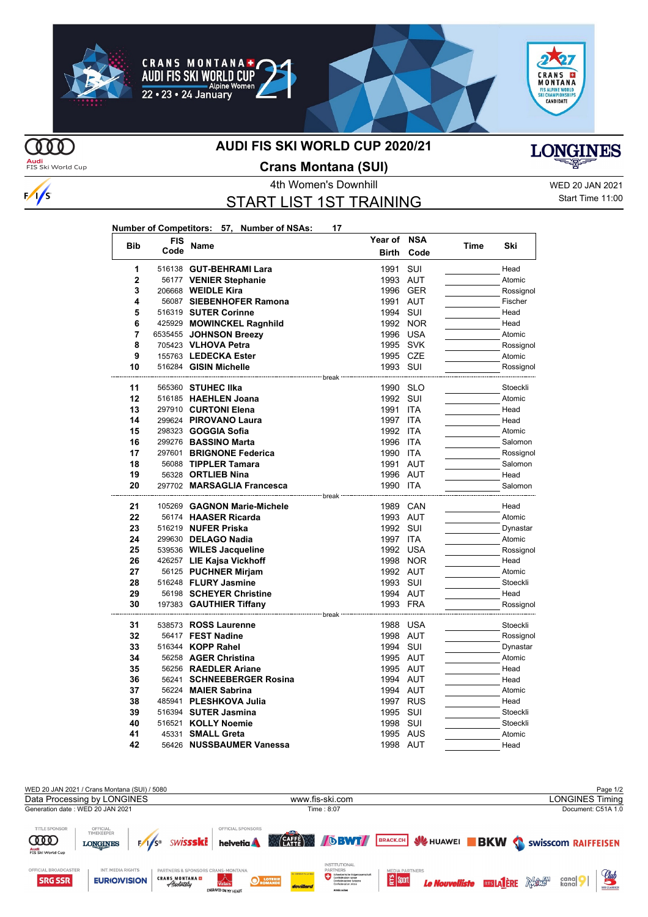# AUDI FIS SKI WORLD CUP 2020/21

## Crans Montana (SUI)

4th Women's Downhill

WED 20 JAN 2021

## START LIST 1ST TRAINING

Start Time 11:00

**Number of Competitors: 57, Number of NSAs: 17**

| Bib | FIS Code | Name | Year of Birth | NSA Code | Time | Ski |
|---|---|---|---|---|---|---|
| 1 | 516138 | **GUT-BEHRAMI Lara** | 1991 | SUI | | Head |
| 2 | 56177 | **VENIER Stephanie** | 1993 | AUT | | Atomic |
| 3 | 206668 | **WEIDLE Kira** | 1996 | GER | | Rossignol |
| 4 | 56087 | **SIEBENHOFER Ramona** | 1991 | AUT | | Fischer |
| 5 | 516319 | **SUTER Corinne** | 1994 | SUI | | Head |
| 6 | 425929 | **MOWINCKEL Ragnhild** | 1992 | NOR | | Head |
| 7 | 6535455 | **JOHNSON Breezy** | 1996 | USA | | Atomic |
| 8 | 705423 | **VLHOVA Petra** | 1995 | SVK | | Rossignol |
| 9 | 155763 | **LEDECKA Ester** | 1995 | CZE | | Atomic |
| 10 | 516284 | **GISIN Michelle** | 1993 | SUI | | Rossignol |
| | | break | | | | |
| 11 | 565360 | **STUHEC Ilka** | 1990 | SLO | | Stoeckli |
| 12 | 516185 | **HAEHLEN Joana** | 1992 | SUI | | Atomic |
| 13 | 297910 | **CURTONI Elena** | 1991 | ITA | | Head |
| 14 | 299624 | **PIROVANO Laura** | 1997 | ITA | | Head |
| 15 | 298323 | **GOGGIA Sofia** | 1992 | ITA | | Atomic |
| 16 | 299276 | **BASSINO Marta** | 1996 | ITA | | Salomon |
| 17 | 297601 | **BRIGNONE Federica** | 1990 | ITA | | Rossignol |
| 18 | 56088 | **TIPPLER Tamara** | 1991 | AUT | | Salomon |
| 19 | 56328 | **ORTLIEB Nina** | 1996 | AUT | | Head |
| 20 | 297702 | **MARSAGLIA Francesca** | 1990 | ITA | | Salomon |
| | | break | | | | |
| 21 | 105269 | **GAGNON Marie-Michele** | 1989 | CAN | | Head |
| 22 | 56174 | **HAASER Ricarda** | 1993 | AUT | | Atomic |
| 23 | 516219 | **NUFER Priska** | 1992 | SUI | | Dynastar |
| 24 | 299630 | **DELAGO Nadia** | 1997 | ITA | | Atomic |
| 25 | 539536 | **WILES Jacqueline** | 1992 | USA | | Rossignol |
| 26 | 426257 | **LIE Kajsa Vickhoff** | 1998 | NOR | | Head |
| 27 | 56125 | **PUCHNER Mirjam** | 1992 | AUT | | Atomic |
| 28 | 516248 | **FLURY Jasmine** | 1993 | SUI | | Stoeckli |
| 29 | 56198 | **SCHEYER Christine** | 1994 | AUT | | Head |
| 30 | 197383 | **GAUTHIER Tiffany** | 1993 | FRA | | Rossignol |
| | | break | | | | |
| 31 | 538573 | **ROSS Laurenne** | 1988 | USA | | Stoeckli |
| 32 | 56417 | **FEST Nadine** | 1998 | AUT | | Rossignol |
| 33 | 516344 | **KOPP Rahel** | 1994 | SUI | | Dynastar |
| 34 | 56258 | **AGER Christina** | 1995 | AUT | | Atomic |
| 35 | 56256 | **RAEDLER Ariane** | 1995 | AUT | | Head |
| 36 | 56241 | **SCHNEEBERGER Rosina** | 1994 | AUT | | Head |
| 37 | 56224 | **MAIER Sabrina** | 1994 | AUT | | Atomic |
| 38 | 485941 | **PLESHKOVA Julia** | 1997 | RUS | | Head |
| 39 | 516394 | **SUTER Jasmina** | 1995 | SUI | | Stoeckli |
| 40 | 516521 | **KOLLY Noemie** | 1998 | SUI | | Stoeckli |
| 41 | 45331 | **SMALL Greta** | 1995 | AUS | | Atomic |
| 42 | 56426 | **NUSSBAUMER Vanessa** | 1998 | AUT | | Head |

WED 20 JAN 2021 / Crans Montana (SUI) / 5080

Data Processing by LONGINES — www.fis-ski.com — LONGINES Timing

Generation date : WED 20 JAN 2021 — Time : 8:07 — Document: C51A 1.0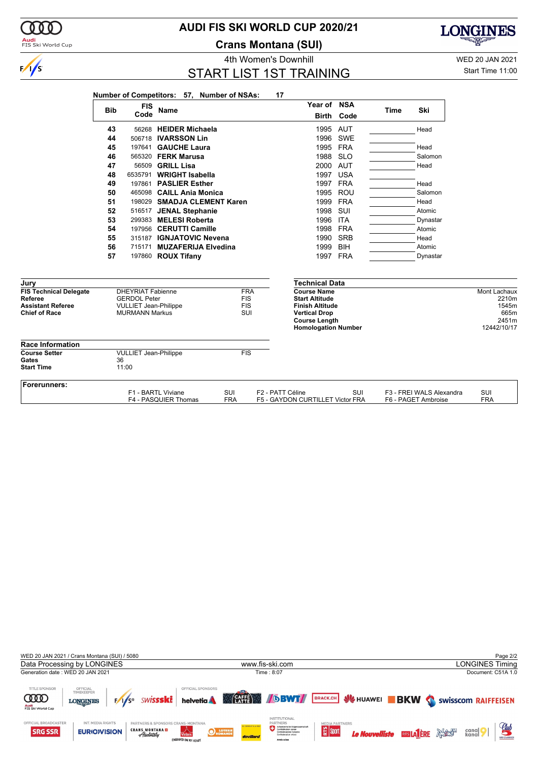# AUDI FIS SKI WORLD CUP 2020/21

## Crans Montana (SUI)

4th Women's Downhill

WED 20 JAN 2021

## START LIST 1ST TRAINING

Start Time 11:00

**Number of Competitors: 57, Number of NSAs: 17**

| Bib | FIS Code | Name | Year of Birth | NSA Code | Time | Ski |
|---|---|---|---|---|---|---|
| 43 | 56268 | **HEIDER Michaela** | 1995 | AUT | | Head |
| 44 | 506718 | **IVARSSON Lin** | 1996 | SWE | | |
| 45 | 197641 | **GAUCHE Laura** | 1995 | FRA | | Head |
| 46 | 565320 | **FERK Marusa** | 1988 | SLO | | Salomon |
| 47 | 56509 | **GRILL Lisa** | 2000 | AUT | | Head |
| 48 | 6535791 | **WRIGHT Isabella** | 1997 | USA | | |
| 49 | 197861 | **PASLIER Esther** | 1997 | FRA | | Head |
| 50 | 465098 | **CAILL Ania Monica** | 1995 | ROU | | Salomon |
| 51 | 198029 | **SMADJA CLEMENT Karen** | 1999 | FRA | | Head |
| 52 | 516517 | **JENAL Stephanie** | 1998 | SUI | | Atomic |
| 53 | 299383 | **MELESI Roberta** | 1996 | ITA | | Dynastar |
| 54 | 197956 | **CERUTTI Camille** | 1998 | FRA | | Atomic |
| 55 | 315187 | **IGNJATOVIC Nevena** | 1990 | SRB | | Head |
| 56 | 715171 | **MUZAFERIJA Elvedina** | 1999 | BIH | | Atomic |
| 57 | 197860 | **ROUX Tifany** | 1997 | FRA | | Dynastar |

### Jury

| | | |
|---|---|---|
| **FIS Technical Delegate** | DHEYRIAT Fabienne | FRA |
| **Referee** | GERDOL Peter | FIS |
| **Assistant Referee** | VULLIET Jean-Philippe | FIS |
| **Chief of Race** | MURMANN Markus | SUI |

### Technical Data

| | |
|---|---|
| **Course Name** | Mont Lachaux |
| **Start Altitude** | 2210m |
| **Finish Altitude** | 1545m |
| **Vertical Drop** | 665m |
| **Course Length** | 2451m |
| **Homologation Number** | 12442/10/17 |

### Race Information

| | | |
|---|---|---|
| **Course Setter** | VULLIET Jean-Philippe | FIS |
| **Gates** | 36 | |
| **Start Time** | 11:00 | |

### Forerunners:

| | | | | | |
|---|---|---|---|---|---|
| F1 - BARTL Viviane | SUI | F2 - PATT Céline | SUI | F3 - FREI WALS Alexandra | SUI |
| F4 - PASQUIER Thomas | FRA | F5 - GAYDON CURTILLET Victor | FRA | F6 - PAGET Ambroise | FRA |

WED 20 JAN 2021 / Crans Montana (SUI) / 5080

Data Processing by LONGINES — www.fis-ski.com — LONGINES Timing

Generation date : WED 20 JAN 2021 — Time : 8:07 — Document: C51A 1.0